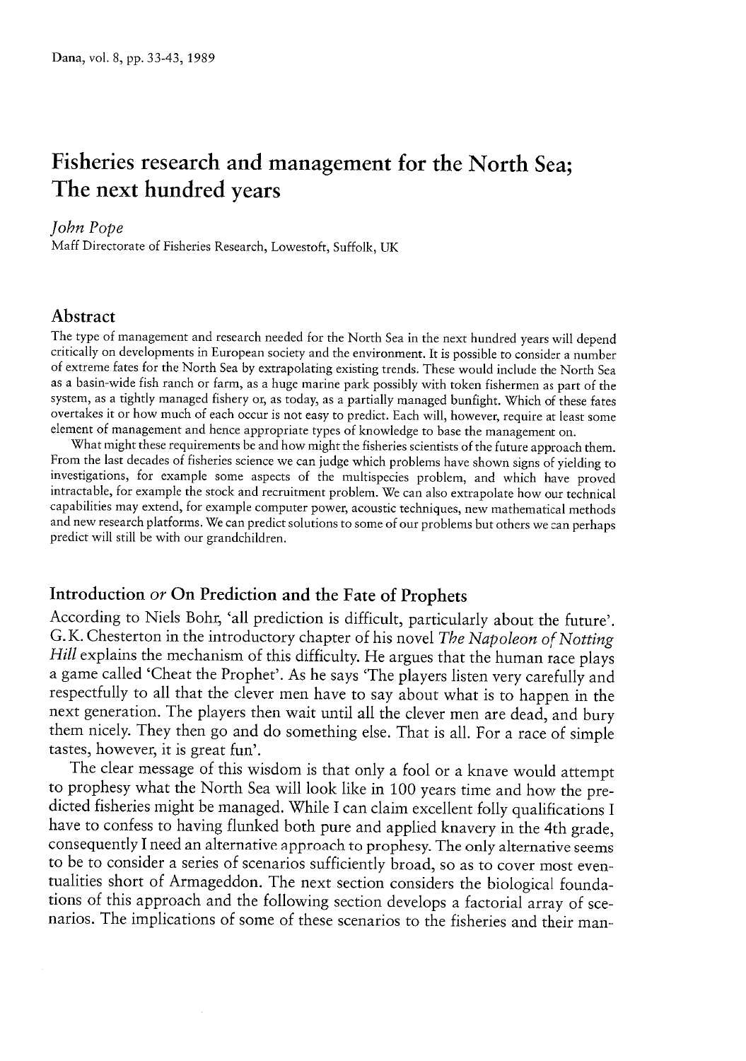# Fisheries research and management for the North Sea; The next hundred years

*John Pope*

Maff Directorate of Fisheries Research, Lowestoft, Suffolk, UK

## Abstract

The type of management and research needed for the North Sea in the next hundred years will depend critically on developments in European society and the environment. It is possible to consider a number of extreme fates for the North Sea by extrapolating existing trends. These would include the North Sea as a basin-wide fish ranch or farm, as a huge marine park possibly with token fishermen as part of the system, as a tightly managed fishery or, as today, as a partially managed bunfight. Which of these fates overtakes it or how much of each occur is not easy to predict. Each will, however, require at least some element of management and hence appropriate types of knowledge to base the management on.

What might these requirements be and how might the fisheries scientists of the future approach them. From the last decades of fisheries science we can judge which problems have shown signs of yielding to investigations, for example some aspects of the multispecies problem, and which have proved intractable, for example the stock and recruitment problem. We can also extrapolate how our technical capabilities may extend, for example computer power, acoustic techniques, new mathematical methods and new research platforms. We can predict solutions to some of our problems but others we can perhaps predict will still be with our grandchildren.

## Introduction *or* On Prediction and the Fate of Prophets

According to Niels Bohr, 'all prediction is difficult, particularly about the future'. G.K. Chesterton in the introductory chapter of his novel *The Napoleon of Notting Hill* explains the mechanism of this difficulty. He argues that the human race plays a game called 'Cheat the Prophet'. As he says 'The players listen very carefully and respectfully to all that the clever men have to say about what is to happen in the next generation. The players then wait until all the clever men are dead, and bury them nicely. They then go and do something else. That is all. For a race of simple tastes, however, it is great fun'.

The clear message of this wisdom is that only a fool or a knave would attempt to prophesy what the North Sea will look like in 100 years time and how the predicted fisheries might be managed. While I can claim excellent folly qualifications I have to confess to having flunked both pure and applied knavery in the 4th grade, consequently I need an alternative approach to prophesy. The only alternative seems to be to consider a series of scenarios sufficiently broad, so as to cover most eventualities short of Armageddon. The next section considers the biological foundations of this approach and the following section develops a factorial array of scenarios. The implications of some of these scenarios to the fisheries and their man-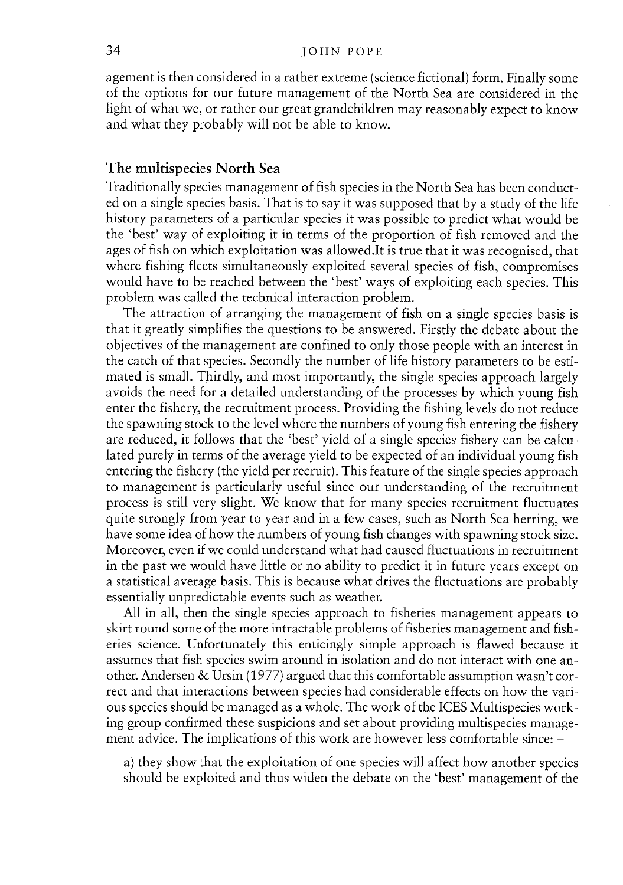agement is then considered in a rather extreme (science fictional) form. Finally some of the options for our future management of the North Sea are considered in the light of what we, or rather our great grandchildren may reasonably expect to know and what they probably will not be able to know.

## The multispecies North Sea

Traditionally species management of fish species in the North Sea has been conducted on a single species basis. That is to say it was supposed that by a study of the life history parameters of a particular species it was possible to predict what would be the 'best' way of exploiting it in terms of the proportion of fish removed and the ages of fish on which exploitation was allowed.It is true that it was recognised, that where fishing fleets simultaneously exploited several species of fish, compromises would have to be reached between the 'best' ways of exploiting each species. This problem was called the technical interaction problem.

The attraction of arranging the management of fish on a single species basis is that it greatly simplifies the questions to be answered. Firstly the debate about the objectives of the management are confined to only those people with an interest in the catch of that species. Secondly the number of life history parameters to be estimated is small. Thirdly, and most importantly, the single species approach largely avoids the need for a detailed understanding of the processes by which young fish enter the fishery, the recruitment process. Providing the fishing levels do not reduce the spawning stock to the level where the numbers of young fish entering the fishery are reduced, it follows that the 'best' yield of a single species fishery can be calculated purely in terms of the average yield to be expected of an individual young fish entering the fishery (the yield per recruit). This feature of the single species approach to management is particularly useful since our understanding of the recruitment process is still very slight. We know that for many species recruitment fluctuates quite strongly from year to year and in a few cases, such as North Sea herring, we have some idea of how the numbers of young fish changes with spawning stock size. Moreover, even if we could understand what had caused fluctuations in recruitment in the past we would have little or no ability to predict it in future years except on a statistical average basis. This is because what drives the fluctuations are probably essentially unpredictable events such as weather.

All in all, then the single species approach to fisheries management appears to skirt round some of the more intractable problems of fisheries management and fisheries science. Unfortunately this enticingly simple approach is flawed because it assumes that fish species swim around in isolation and do not interact with one another. Andersen & Ursin (1977) argued that this comfortable assumption wasn't correct and that interactions between species had considerable effects on how the various species should be managed as a whole. The work of the ICES Multispecies working group confirmed these suspicions and set about providing multispecies management advice. The implications of this work are however less comfortable since: –

a) they show that the exploitation of one species will affect how another species should be exploited and thus widen the debate on the 'best' management of the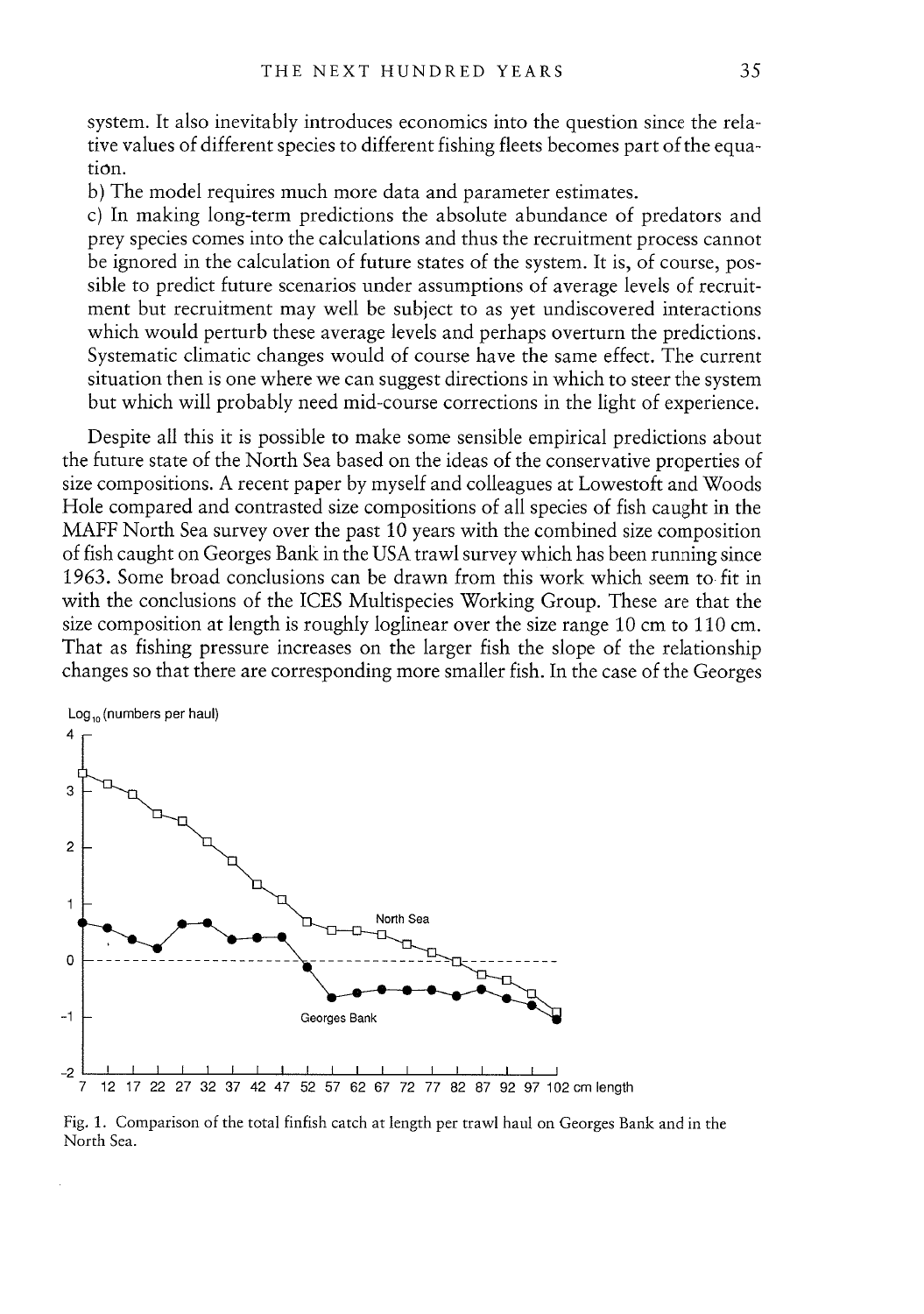system. It also inevitably introduces economics into the question since the relative values of different species to different fishing fleets becomes part of the equation.

b) The model requires much more data and parameter estimates.

c) In making long-term predictions the absolute abundance of predators and prey species comes into the calculations and thus the recruitment process cannot be ignored in the calculation of future states of the system. It is, of course, possible to predict future scenarios under assumptions of average levels of recruitment but recruitment may well be subject to as yet undiscovered interactions which would perturb these average levels and perhaps overturn the predictions. Systematic climatic changes would of course have the same effect. The current situation then is one where we can suggest directions in which to steer the system but which will probably need mid-course corrections in the light of experience.

Despite all this it is possible to make some sensible empirical predictions about the future state of the North Sea based on the ideas of the conservative properties of size compositions. A recent paper by myself and colleagues at Lowestoft and Woods Hole compared and contrasted size compositions of all species of fish caught in the MAFF North Sea survey over the past 10 years with the combined size composition of fish caught on Georges Bank in the USA trawl survey which has been running since 1963. Some broad conclusions can be drawn from this work which seem to fit in with the conclusions of the ICES Multispecies Working Group. These are that the size composition at length is roughly loglinear over the size range 10 cm to 110 cm. That as fishing pressure increases on the larger fish the slope of the relationship changes so that there are corresponding more smaller fish. In the case of the Georges

Fig. 1. Comparison of the total finfish catch at length per trawl haul on Georges Bank and in the North Sea.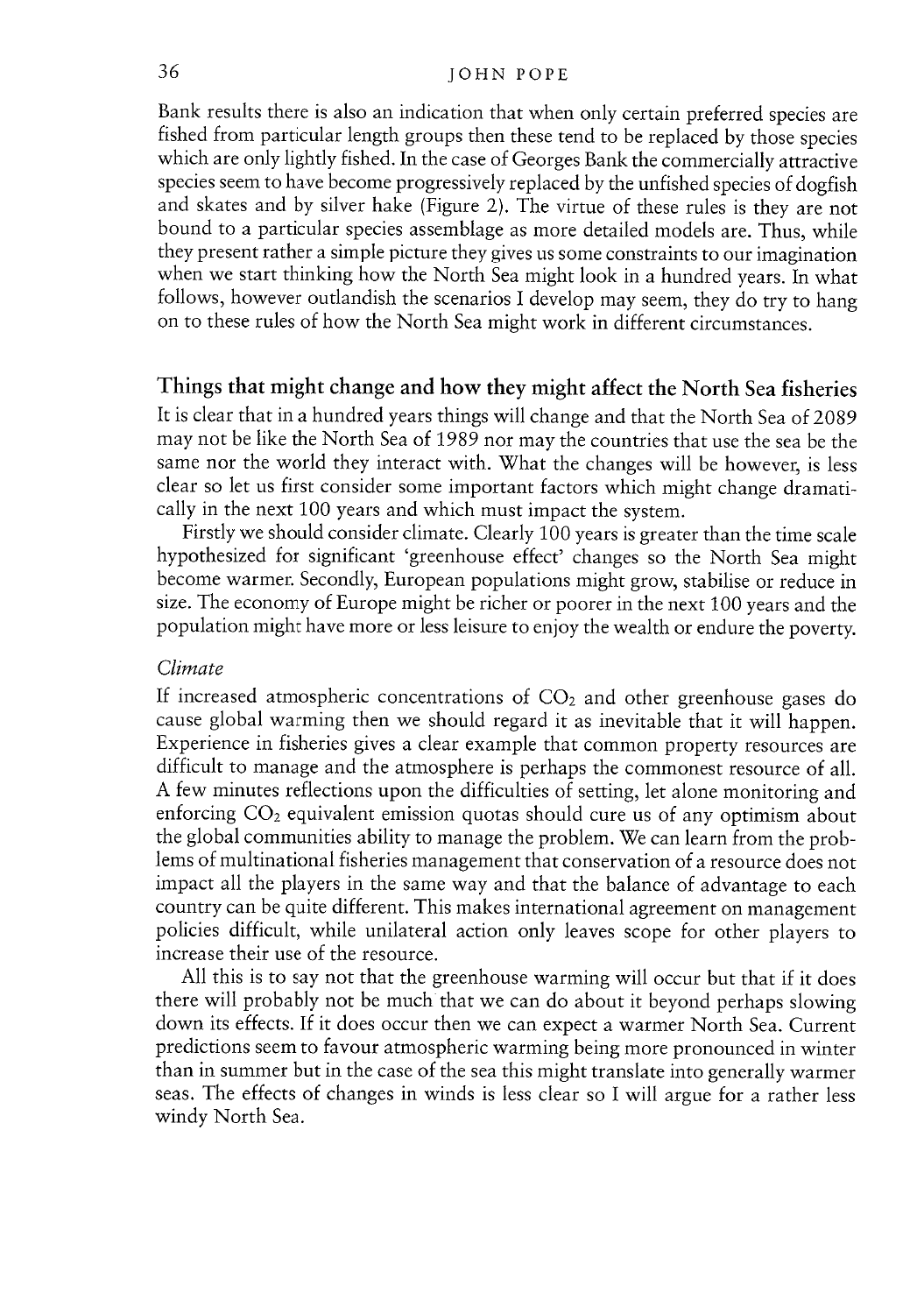Bank results there is also an indication that when only certain preferred species are fished from particular length groups then these tend to be replaced by those species which are only lightly fished. In the case of Georges Bank the commercially attractive species seem to have become progressively replaced by the unfished species of dogfish and skates and by silver hake (Figure 2). The virtue of these rules is they are not bound to a particular species assemblage as more detailed models are. Thus, while they present rather a simple picture they gives us some constraints to our imagination when we start thinking how the North Sea might look in a hundred years. In what follows, however outlandish the scenarios I develop may seem, they do try to hang on to these rules of how the North Sea might work in different circumstances.

## Things that might change and how they might affect the North Sea fisheries

It is clear that in a hundred years things will change and that the North Sea of 2089 may not be like the North Sea of 1989 nor may the countries that use the sea be the same nor the world they interact with. What the changes will be however, is less clear so let us first consider some important factors which might change dramatically in the next 100 years and which must impact the system.

Firstly we should consider climate. Clearly 100 years is greater than the time scale hypothesized for significant 'greenhouse effect' changes so the North Sea might become warmer. Secondly, European populations might grow, stabilise or reduce in size. The economy of Europe might be richer or poorer in the next 100 years and the population might have more or less leisure to enjoy the wealth or endure the poverty.

### *Climate*

If increased atmospheric concentrations of $CO_2$ and other greenhouse gases do cause global warming then we should regard it as inevitable that it will happen. Experience in fisheries gives a clear example that common property resources are difficult to manage and the atmosphere is perhaps the commonest resource of all. A few minutes reflections upon the difficulties of setting, let alone monitoring and enforcing $CO_2$ equivalent emission quotas should cure us of any optimism about the global communities ability to manage the problem. We can learn from the problems of multinational fisheries management that conservation of a resource does not impact all the players in the same way and that the balance of advantage to each country can be quite different. This makes international agreement on management policies difficult, while unilateral action only leaves scope for other players to increase their use of the resource.

All this is to say not that the greenhouse warming will occur but that if it does there will probably not be much that we can do about it beyond perhaps slowing down its effects. If it does occur then we can expect a warmer North Sea. Current predictions seem to favour atmospheric warming being more pronounced in winter than in summer but in the case of the sea this might translate into generally warmer seas. The effects of changes in winds is less clear so I will argue for a rather less windy North Sea.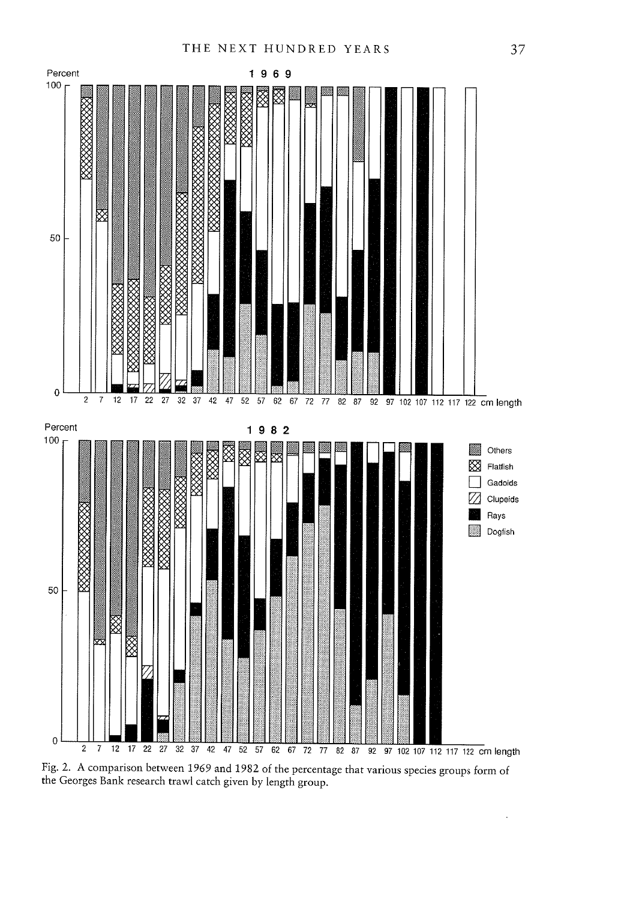Fig. 2. A comparison between 1969 and 1982 of the percentage that various species groups form of the Georges Bank research trawl catch given by length group.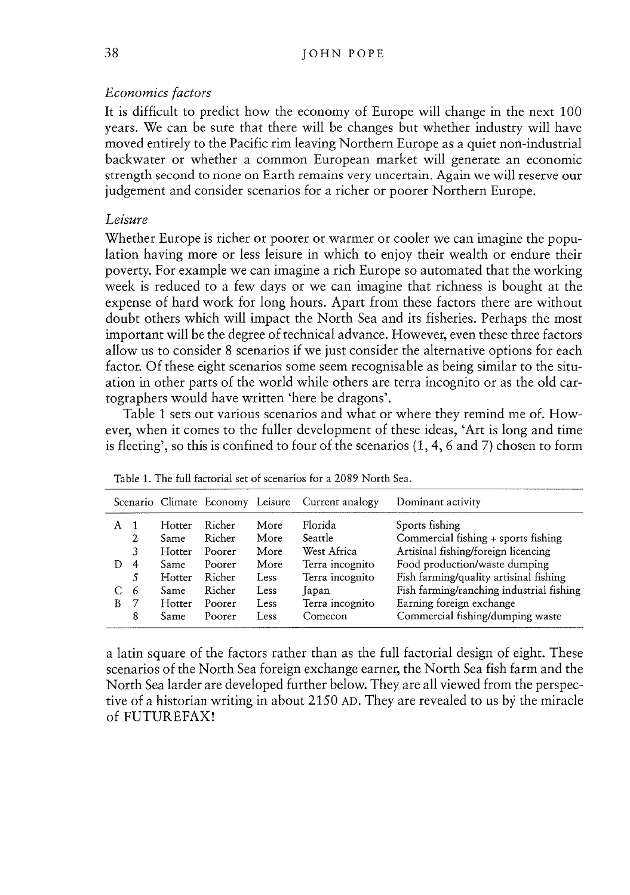*Economics factors*

It is difficult to predict how the economy of Europe will change in the next 100 years. We can be sure that there will be changes but whether industry will have moved entirely to the Pacific rim leaving Northern Europe as a quiet non-industrial backwater or whether a common European market will generate an economic strength second to none on Earth remains very uncertain. Again we will reserve our judgement and consider scenarios for a richer or poorer Northern Europe.

*Leisure*

Whether Europe is richer or poorer or warmer or cooler we can imagine the population having more or less leisure in which to enjoy their wealth or endure their poverty. For example we can imagine a rich Europe so automated that the working week is reduced to a few days or we can imagine that richness is bought at the expense of hard work for long hours. Apart from these factors there are without doubt others which will impact the North Sea and its fisheries. Perhaps the most important will be the degree of technical advance. However, even these three factors allow us to consider 8 scenarios if we just consider the alternative options for each factor. Of these eight scenarios some seem recognisable as being similar to the situation in other parts of the world while others are terra incognito or as the old cartographers would have written 'here be dragons'.

Table 1 sets out various scenarios and what or where they remind me of. However, when it comes to the fuller development of these ideas, 'Art is long and time is fleeting', so this is confined to four of the scenarios (1, 4, 6 and 7) chosen to form a latin square of the factors rather than as the full factorial design of eight. These scenarios of the North Sea foreign exchange earner, the North Sea fish farm and the North Sea larder are developed further below. They are all viewed from the perspective of a historian writing in about 2150 AD. They are revealed to us by the miracle of FUTUREFAX!

Table 1. The full factorial set of scenarios for a 2089 North Sea.

| | Scenario | Climate | Economy | Leisure | Current analogy | Dominant activity |
|---|---|---|---|---|---|---|
| A | 1 | Hotter | Richer | More | Florida | Sports fishing |
| | 2 | Same | Richer | More | Seattle | Commercial fishing + sports fishing |
| | 3 | Hotter | Poorer | More | West Africa | Artisinal fishing/foreign licencing |
| D | 4 | Same | Poorer | More | Terra incognito | Food production/waste dumping |
| | 5 | Hotter | Richer | Less | Terra incognito | Fish farming/quality artisinal fishing |
| C | 6 | Same | Richer | Less | Japan | Fish farming/ranching industrial fishing |
| B | 7 | Hotter | Poorer | Less | Terra incognito | Earning foreign exchange |
| | 8 | Same | Poorer | Less | Comecon | Commercial fishing/dumping waste |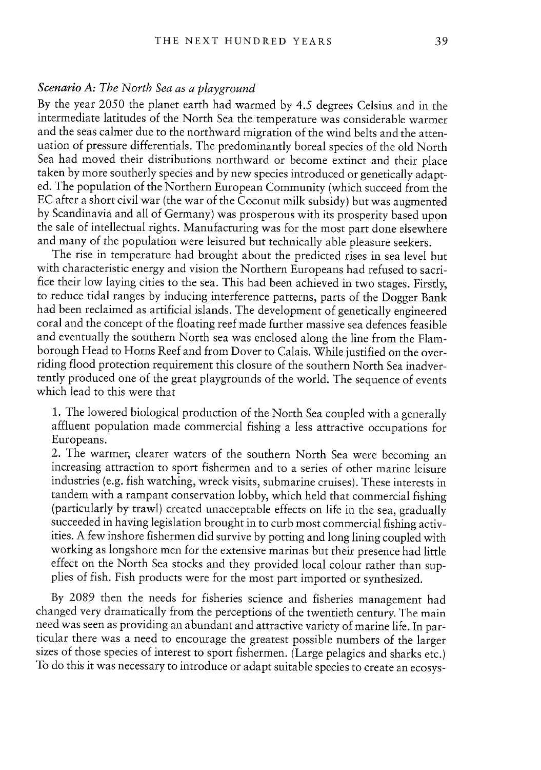*Scenario A: The North Sea as a playground*

By the year 2050 the planet earth had warmed by 4.5 degrees Celsius and in the intermediate latitudes of the North Sea the temperature was considerable warmer and the seas calmer due to the northward migration of the wind belts and the attenuation of pressure differentials. The predominantly boreal species of the old North Sea had moved their distributions northward or become extinct and their place taken by more southerly species and by new species introduced or genetically adapted. The population of the Northern European Community (which succeed from the EC after a short civil war (the war of the Coconut milk subsidy) but was augmented by Scandinavia and all of Germany) was prosperous with its prosperity based upon the sale of intellectual rights. Manufacturing was for the most part done elsewhere and many of the population were leisured but technically able pleasure seekers.

The rise in temperature had brought about the predicted rises in sea level but with characteristic energy and vision the Northern Europeans had refused to sacrifice their low laying cities to the sea. This had been achieved in two stages. Firstly, to reduce tidal ranges by inducing interference patterns, parts of the Dogger Bank had been reclaimed as artificial islands. The development of genetically engineered coral and the concept of the floating reef made further massive sea defences feasible and eventually the southern North sea was enclosed along the line from the Flamborough Head to Horns Reef and from Dover to Calais. While justified on the overriding flood protection requirement this closure of the southern North Sea inadvertently produced one of the great playgrounds of the world. The sequence of events which lead to this were that

1. The lowered biological production of the North Sea coupled with a generally affluent population made commercial fishing a less attractive occupations for Europeans.
2. The warmer, clearer waters of the southern North Sea were becoming an increasing attraction to sport fishermen and to a series of other marine leisure industries (e.g. fish watching, wreck visits, submarine cruises). These interests in tandem with a rampant conservation lobby, which held that commercial fishing (particularly by trawl) created unacceptable effects on life in the sea, gradually succeeded in having legislation brought in to curb most commercial fishing activities. A few inshore fishermen did survive by potting and long lining coupled with working as longshore men for the extensive marinas but their presence had little effect on the North Sea stocks and they provided local colour rather than supplies of fish. Fish products were for the most part imported or synthesized.

By 2089 then the needs for fisheries science and fisheries management had changed very dramatically from the perceptions of the twentieth century. The main need was seen as providing an abundant and attractive variety of marine life. In particular there was a need to encourage the greatest possible numbers of the larger sizes of those species of interest to sport fishermen. (Large pelagics and sharks etc.) To do this it was necessary to introduce or adapt suitable species to create an ecosys-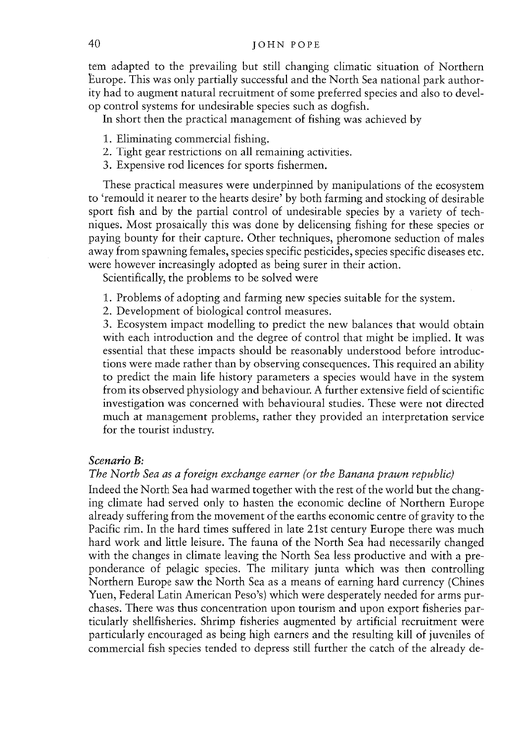tem adapted to the prevailing but still changing climatic situation of Northern Europe. This was only partially successful and the North Sea national park authority had to augment natural recruitment of some preferred species and also to develop control systems for undesirable species such as dogfish.

In short then the practical management of fishing was achieved by

1. Eliminating commercial fishing.
2. Tight gear restrictions on all remaining activities.
3. Expensive rod licences for sports fishermen.

These practical measures were underpinned by manipulations of the ecosystem to 'remould it nearer to the hearts desire' by both farming and stocking of desirable sport fish and by the partial control of undesirable species by a variety of techniques. Most prosaically this was done by delicensing fishing for these species or paying bounty for their capture. Other techniques, pheromone seduction of males away from spawning females, species specific pesticides, species specific diseases etc. were however increasingly adopted as being surer in their action.

Scientifically, the problems to be solved were

1. Problems of adopting and farming new species suitable for the system.
2. Development of biological control measures.
3. Ecosystem impact modelling to predict the new balances that would obtain with each introduction and the degree of control that might be implied. It was essential that these impacts should be reasonably understood before introductions were made rather than by observing consequences. This required an ability to predict the main life history parameters a species would have in the system from its observed physiology and behaviour. A further extensive field of scientific investigation was concerned with behavioural studies. These were not directed much at management problems, rather they provided an interpretation service for the tourist industry.

### *Scenario B:*

### *The North Sea as a foreign exchange earner (or the Banana prawn republic)*

Indeed the North Sea had warmed together with the rest of the world but the changing climate had served only to hasten the economic decline of Northern Europe already suffering from the movement of the earths economic centre of gravity to the Pacific rim. In the hard times suffered in late 21st century Europe there was much hard work and little leisure. The fauna of the North Sea had necessarily changed with the changes in climate leaving the North Sea less productive and with a preponderance of pelagic species. The military junta which was then controlling Northern Europe saw the North Sea as a means of earning hard currency (Chines Yuen, Federal Latin American Peso's) which were desperately needed for arms purchases. There was thus concentration upon tourism and upon export fisheries particularly shellfisheries. Shrimp fisheries augmented by artificial recruitment were particularly encouraged as being high earners and the resulting kill of juveniles of commercial fish species tended to depress still further the catch of the already de-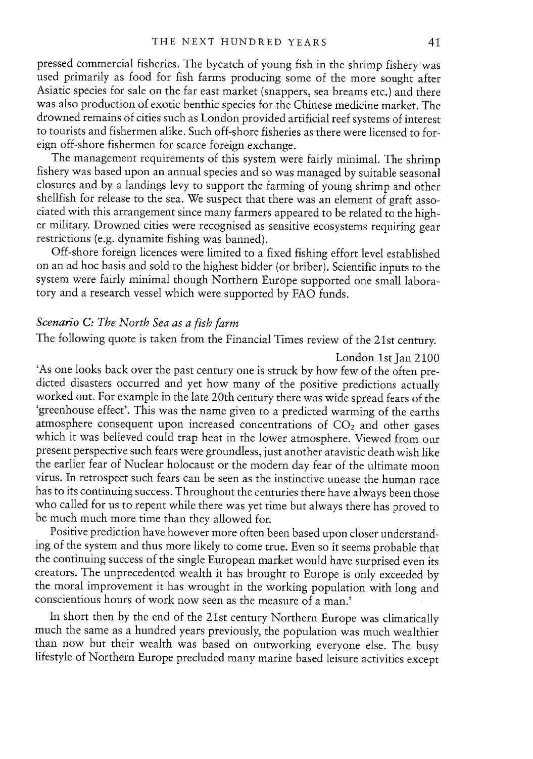pressed commercial fisheries. The bycatch of young fish in the shrimp fishery was used primarily as food for fish farms producing some of the more sought after Asiatic species for sale on the far east market (snappers, sea breams etc.) and there was also production of exotic benthic species for the Chinese medicine market. The drowned remains of cities such as London provided artificial reef systems of interest to tourists and fishermen alike. Such off-shore fisheries as there were licensed to foreign off-shore fishermen for scarce foreign exchange.

The management requirements of this system were fairly minimal. The shrimp fishery was based upon an annual species and so was managed by suitable seasonal closures and by a landings levy to support the farming of young shrimp and other shellfish for release to the sea. We suspect that there was an element of graft associated with this arrangement since many farmers appeared to be related to the higher military. Drowned cities were recognised as sensitive ecosystems requiring gear restrictions (e.g. dynamite fishing was banned).

Off-shore foreign licences were limited to a fixed fishing effort level established on an ad hoc basis and sold to the highest bidder (or briber). Scientific inputs to the system were fairly minimal though Northern Europe supported one small laboratory and a research vessel which were supported by FAO funds.

### *Scenario C: The North Sea as a fish farm*

The following quote is taken from the Financial Times review of the 21st century.

London 1st Jan 2100

'As one looks back over the past century one is struck by how few of the often predicted disasters occurred and yet how many of the positive predictions actually worked out. For example in the late 20th century there was wide spread fears of the 'greenhouse effect'. This was the name given to a predicted warming of the earths atmosphere consequent upon increased concentrations of $CO_2$ and other gases which it was believed could trap heat in the lower atmosphere. Viewed from our present perspective such fears were groundless, just another atavistic death wish like the earlier fear of Nuclear holocaust or the modern day fear of the ultimate moon virus. In retrospect such fears can be seen as the instinctive unease the human race has to its continuing success. Throughout the centuries there have always been those who called for us to repent while there was yet time but always there has proved to be much much more time than they allowed for.

Positive prediction have however more often been based upon closer understanding of the system and thus more likely to come true. Even so it seems probable that the continuing success of the single European market would have surprised even its creators. The unprecedented wealth it has brought to Europe is only exceeded by the moral improvement it has wrought in the working population with long and conscientious hours of work now seen as the measure of a man.'

In short then by the end of the 21st century Northern Europe was climatically much the same as a hundred years previously, the population was much wealthier than now but their wealth was based on outworking everyone else. The busy lifestyle of Northern Europe precluded many marine based leisure activities except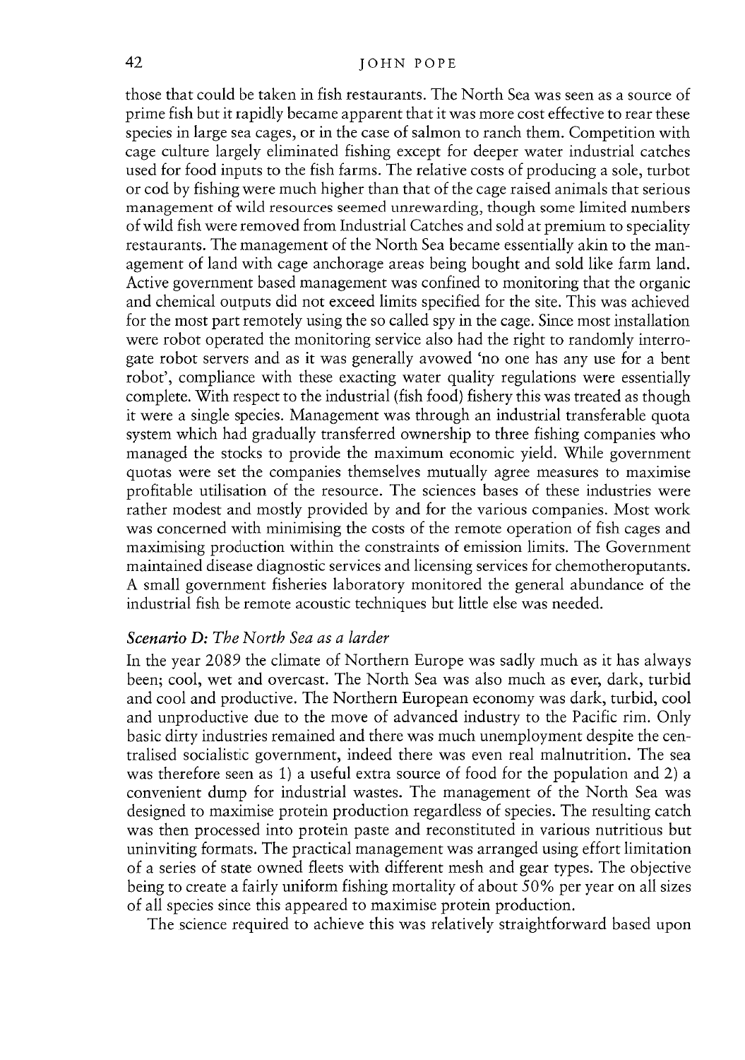those that could be taken in fish restaurants. The North Sea was seen as a source of prime fish but it rapidly became apparent that it was more cost effective to rear these species in large sea cages, or in the case of salmon to ranch them. Competition with cage culture largely eliminated fishing except for deeper water industrial catches used for food inputs to the fish farms. The relative costs of producing a sole, turbot or cod by fishing were much higher than that of the cage raised animals that serious management of wild resources seemed unrewarding, though some limited numbers of wild fish were removed from Industrial Catches and sold at premium to speciality restaurants. The management of the North Sea became essentially akin to the management of land with cage anchorage areas being bought and sold like farm land. Active government based management was confined to monitoring that the organic and chemical outputs did not exceed limits specified for the site. This was achieved for the most part remotely using the so called spy in the cage. Since most installation were robot operated the monitoring service also had the right to randomly interrogate robot servers and as it was generally avowed 'no one has any use for a bent robot', compliance with these exacting water quality regulations were essentially complete. With respect to the industrial (fish food) fishery this was treated as though it were a single species. Management was through an industrial transferable quota system which had gradually transferred ownership to three fishing companies who managed the stocks to provide the maximum economic yield. While government quotas were set the companies themselves mutually agree measures to maximise profitable utilisation of the resource. The sciences bases of these industries were rather modest and mostly provided by and for the various companies. Most work was concerned with minimising the costs of the remote operation of fish cages and maximising production within the constraints of emission limits. The Government maintained disease diagnostic services and licensing services for chemotheroputants. A small government fisheries laboratory monitored the general abundance of the industrial fish be remote acoustic techniques but little else was needed.

### *Scenario D: The North Sea as a larder*

In the year 2089 the climate of Northern Europe was sadly much as it has always been; cool, wet and overcast. The North Sea was also much as ever, dark, turbid and cool and productive. The Northern European economy was dark, turbid, cool and unproductive due to the move of advanced industry to the Pacific rim. Only basic dirty industries remained and there was much unemployment despite the centralised socialistic government, indeed there was even real malnutrition. The sea was therefore seen as 1) a useful extra source of food for the population and 2) a convenient dump for industrial wastes. The management of the North Sea was designed to maximise protein production regardless of species. The resulting catch was then processed into protein paste and reconstituted in various nutritious but uninviting formats. The practical management was arranged using effort limitation of a series of state owned fleets with different mesh and gear types. The objective being to create a fairly uniform fishing mortality of about 50% per year on all sizes of all species since this appeared to maximise protein production.

The science required to achieve this was relatively straightforward based upon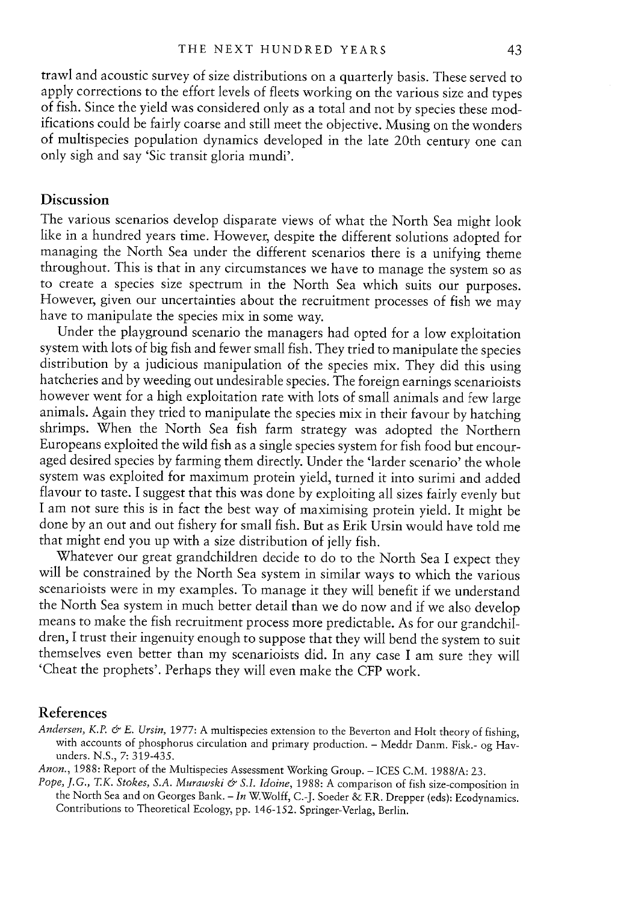trawl and acoustic survey of size distributions on a quarterly basis. These served to apply corrections to the effort levels of fleets working on the various size and types of fish. Since the yield was considered only as a total and not by species these modifications could be fairly coarse and still meet the objective. Musing on the wonders of multispecies population dynamics developed in the late 20th century one can only sigh and say 'Sic transit gloria mundi'.

## Discussion

The various scenarios develop disparate views of what the North Sea might look like in a hundred years time. However, despite the different solutions adopted for managing the North Sea under the different scenarios there is a unifying theme throughout. This is that in any circumstances we have to manage the system so as to create a species size spectrum in the North Sea which suits our purposes. However, given our uncertainties about the recruitment processes of fish we may have to manipulate the species mix in some way.

Under the playground scenario the managers had opted for a low exploitation system with lots of big fish and fewer small fish. They tried to manipulate the species distribution by a judicious manipulation of the species mix. They did this using hatcheries and by weeding out undesirable species. The foreign earnings scenarioists however went for a high exploitation rate with lots of small animals and few large animals. Again they tried to manipulate the species mix in their favour by hatching shrimps. When the North Sea fish farm strategy was adopted the Northern Europeans exploited the wild fish as a single species system for fish food but encouraged desired species by farming them directly. Under the 'larder scenario' the whole system was exploited for maximum protein yield, turned it into surimi and added flavour to taste. I suggest that this was done by exploiting all sizes fairly evenly but I am not sure this is in fact the best way of maximising protein yield. It might be done by an out and out fishery for small fish. But as Erik Ursin would have told me that might end you up with a size distribution of jelly fish.

Whatever our great grandchildren decide to do to the North Sea I expect they will be constrained by the North Sea system in similar ways to which the various scenarioists were in my examples. To manage it they will benefit if we understand the North Sea system in much better detail than we do now and if we also develop means to make the fish recruitment process more predictable. As for our grandchildren, I trust their ingenuity enough to suppose that they will bend the system to suit themselves even better than my scenarioists did. In any case I am sure they will 'Cheat the prophets'. Perhaps they will even make the CFP work.

## References

*Andersen, K.P. & E. Ursin*, 1977: A multispecies extension to the Beverton and Holt theory of fishing, with accounts of phosphorus circulation and primary production. – Meddr Danm. Fisk.- og Havunders. N.S., 7: 319-435.

*Anon.*, 1988: Report of the Multispecies Assessment Working Group. – ICES C.M. 1988/A: 23.

*Pope, J.G., T.K. Stokes, S.A. Murawski & S.I. Idoine*, 1988: A comparison of fish size-composition in the North Sea and on Georges Bank. – *In* W.Wolff, C.-J. Soeder & F.R. Drepper (eds): Ecodynamics. Contributions to Theoretical Ecology, pp. 146-152. Springer-Verlag, Berlin.